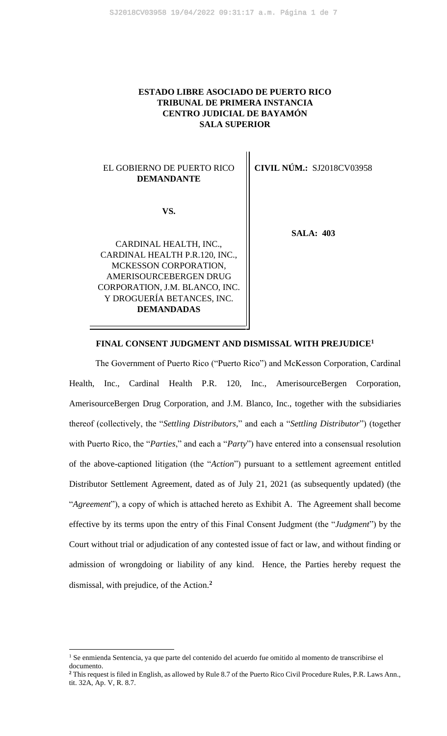**ESTADO LIBRE ASOCIADO DE PUERTO RICO**
**TRIBUNAL DE PRIMERA INSTANCIA**
**CENTRO JUDICIAL DE BAYAMÓN**
**SALA SUPERIOR**

| | |
|---|---|
| EL GOBIERNO DE PUERTO RICO **DEMANDANTE** | **CIVIL NÚM.:** SJ2018CV03958 |
| **VS.** | |
| CARDINAL HEALTH, INC., CARDINAL HEALTH P.R.120, INC., MCKESSON CORPORATION, AMERISOURCEBERGEN DRUG CORPORATION, J.M. BLANCO, INC. Y DROGUERÍA BETANCES, INC. **DEMANDADAS** | **SALA: 403** |

**FINAL CONSENT JUDGMENT AND DISMISSAL WITH PREJUDICE**[1]

The Government of Puerto Rico ("Puerto Rico") and McKesson Corporation, Cardinal Health, Inc., Cardinal Health P.R. 120, Inc., AmerisourceBergen Corporation, AmerisourceBergen Drug Corporation, and J.M. Blanco, Inc., together with the subsidiaries thereof (collectively, the "*Settling Distributors*," and each a "*Settling Distributor*") (together with Puerto Rico, the "*Parties*," and each a "*Party*") have entered into a consensual resolution of the above-captioned litigation (the "*Action*") pursuant to a settlement agreement entitled Distributor Settlement Agreement, dated as of July 21, 2021 (as subsequently updated) (the "*Agreement*"), a copy of which is attached hereto as Exhibit A. The Agreement shall become effective by its terms upon the entry of this Final Consent Judgment (the "*Judgment*") by the Court without trial or adjudication of any contested issue of fact or law, and without finding or admission of wrongdoing or liability of any kind. Hence, the Parties hereby request the dismissal, with prejudice, of the Action.[2]

---

[1] Se enmienda Sentencia, ya que parte del contenido del acuerdo fue omitido al momento de transcribirse el documento.

[2] This request is filed in English, as allowed by Rule 8.7 of the Puerto Rico Civil Procedure Rules, P.R. Laws Ann., tit. 32A, Ap. V, R. 8.7.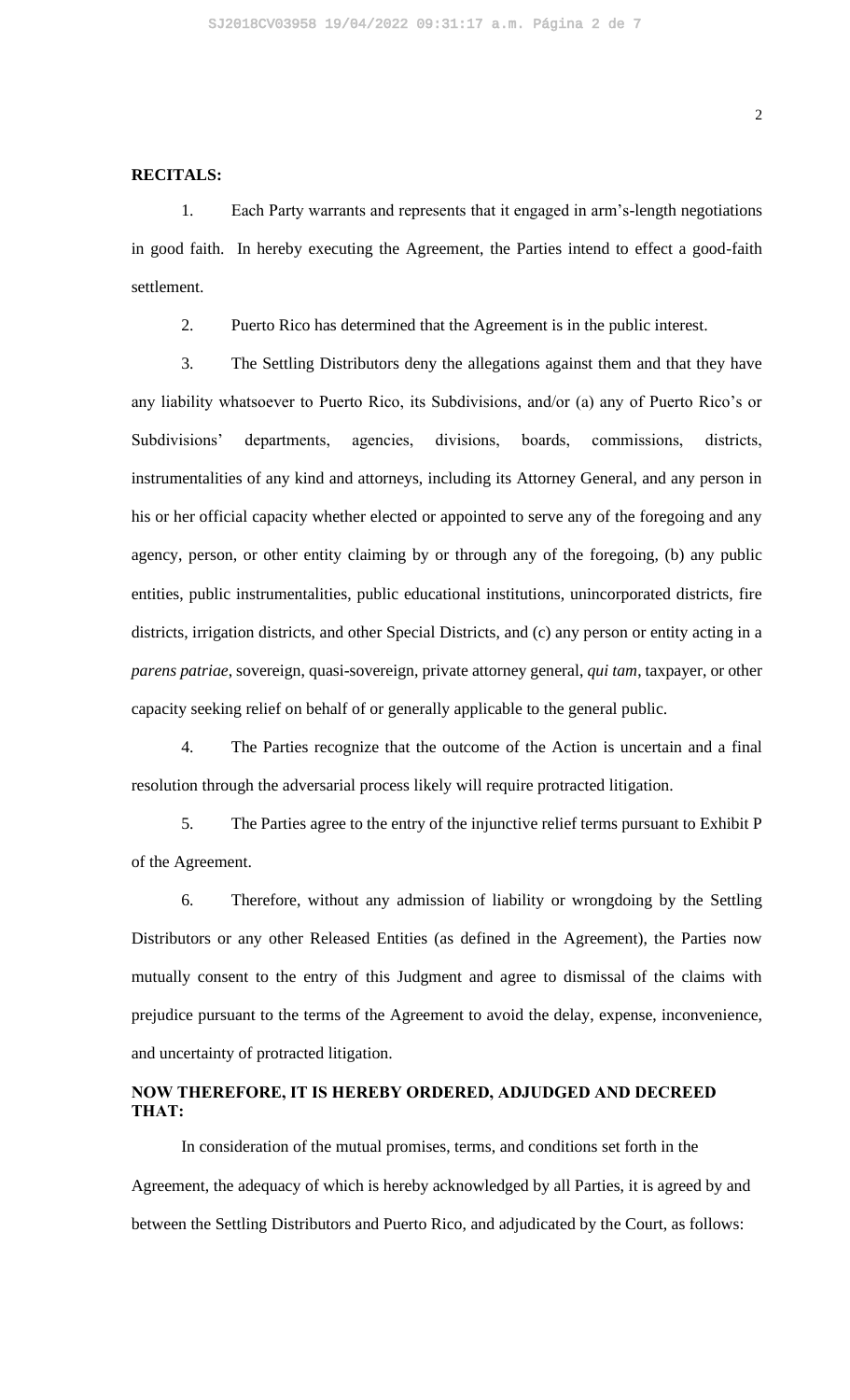**RECITALS:**

1. Each Party warrants and represents that it engaged in arm's-length negotiations in good faith. In hereby executing the Agreement, the Parties intend to effect a good-faith settlement.

2. Puerto Rico has determined that the Agreement is in the public interest.

3. The Settling Distributors deny the allegations against them and that they have any liability whatsoever to Puerto Rico, its Subdivisions, and/or (a) any of Puerto Rico's or Subdivisions' departments, agencies, divisions, boards, commissions, districts, instrumentalities of any kind and attorneys, including its Attorney General, and any person in his or her official capacity whether elected or appointed to serve any of the foregoing and any agency, person, or other entity claiming by or through any of the foregoing, (b) any public entities, public instrumentalities, public educational institutions, unincorporated districts, fire districts, irrigation districts, and other Special Districts, and (c) any person or entity acting in a *parens patriae*, sovereign, quasi-sovereign, private attorney general, *qui tam*, taxpayer, or other capacity seeking relief on behalf of or generally applicable to the general public.

4. The Parties recognize that the outcome of the Action is uncertain and a final resolution through the adversarial process likely will require protracted litigation.

5. The Parties agree to the entry of the injunctive relief terms pursuant to Exhibit P of the Agreement.

6. Therefore, without any admission of liability or wrongdoing by the Settling Distributors or any other Released Entities (as defined in the Agreement), the Parties now mutually consent to the entry of this Judgment and agree to dismissal of the claims with prejudice pursuant to the terms of the Agreement to avoid the delay, expense, inconvenience, and uncertainty of protracted litigation.

**NOW THEREFORE, IT IS HEREBY ORDERED, ADJUDGED AND DECREED THAT:**

In consideration of the mutual promises, terms, and conditions set forth in the Agreement, the adequacy of which is hereby acknowledged by all Parties, it is agreed by and between the Settling Distributors and Puerto Rico, and adjudicated by the Court, as follows: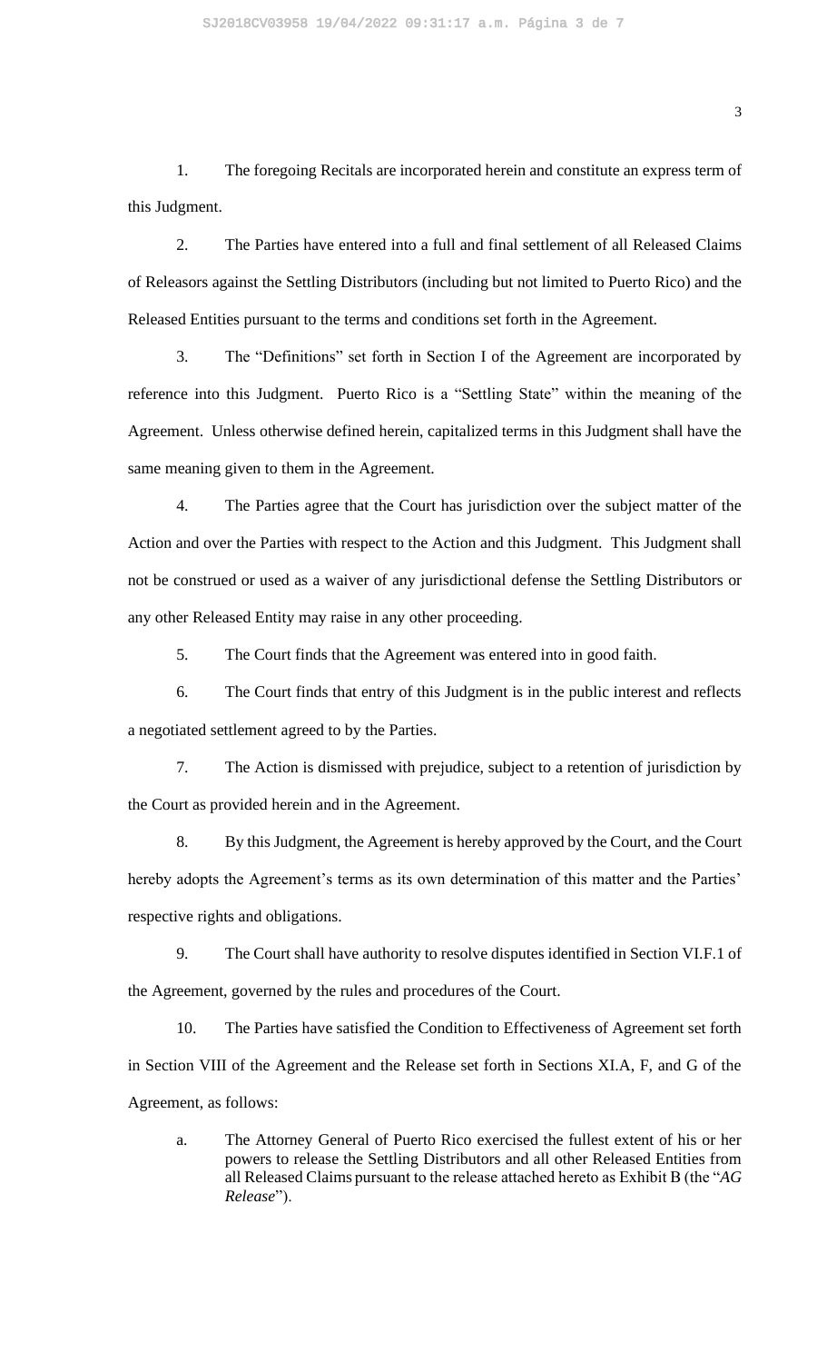1. The foregoing Recitals are incorporated herein and constitute an express term of this Judgment.

2. The Parties have entered into a full and final settlement of all Released Claims of Releasors against the Settling Distributors (including but not limited to Puerto Rico) and the Released Entities pursuant to the terms and conditions set forth in the Agreement.

3. The "Definitions" set forth in Section I of the Agreement are incorporated by reference into this Judgment. Puerto Rico is a "Settling State" within the meaning of the Agreement. Unless otherwise defined herein, capitalized terms in this Judgment shall have the same meaning given to them in the Agreement.

4. The Parties agree that the Court has jurisdiction over the subject matter of the Action and over the Parties with respect to the Action and this Judgment. This Judgment shall not be construed or used as a waiver of any jurisdictional defense the Settling Distributors or any other Released Entity may raise in any other proceeding.

5. The Court finds that the Agreement was entered into in good faith.

6. The Court finds that entry of this Judgment is in the public interest and reflects a negotiated settlement agreed to by the Parties.

7. The Action is dismissed with prejudice, subject to a retention of jurisdiction by the Court as provided herein and in the Agreement.

8. By this Judgment, the Agreement is hereby approved by the Court, and the Court hereby adopts the Agreement's terms as its own determination of this matter and the Parties' respective rights and obligations.

9. The Court shall have authority to resolve disputes identified in Section VI.F.1 of the Agreement, governed by the rules and procedures of the Court.

10. The Parties have satisfied the Condition to Effectiveness of Agreement set forth in Section VIII of the Agreement and the Release set forth in Sections XI.A, F, and G of the Agreement, as follows:

   a. The Attorney General of Puerto Rico exercised the fullest extent of his or her powers to release the Settling Distributors and all other Released Entities from all Released Claims pursuant to the release attached hereto as Exhibit B (the "*AG Release*").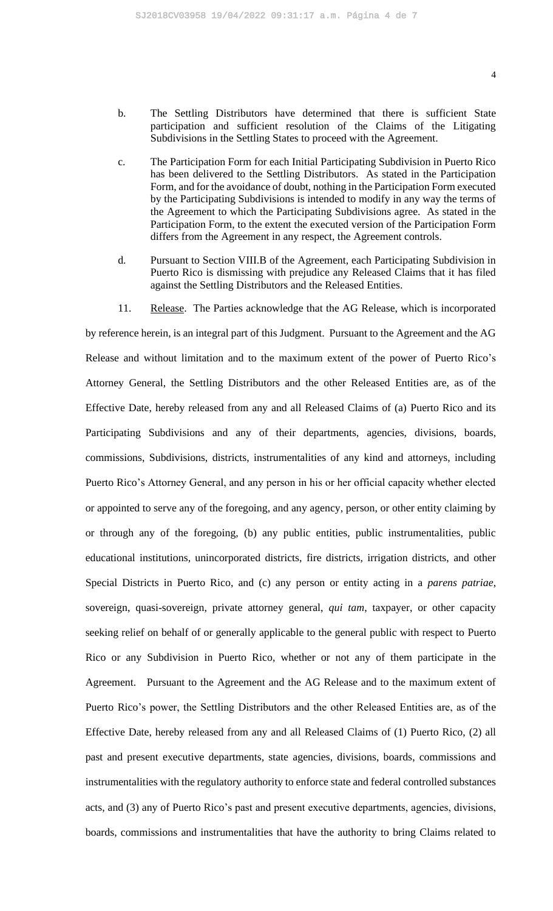b. The Settling Distributors have determined that there is sufficient State participation and sufficient resolution of the Claims of the Litigating Subdivisions in the Settling States to proceed with the Agreement.

c. The Participation Form for each Initial Participating Subdivision in Puerto Rico has been delivered to the Settling Distributors. As stated in the Participation Form, and for the avoidance of doubt, nothing in the Participation Form executed by the Participating Subdivisions is intended to modify in any way the terms of the Agreement to which the Participating Subdivisions agree. As stated in the Participation Form, to the extent the executed version of the Participation Form differs from the Agreement in any respect, the Agreement controls.

d. Pursuant to Section VIII.B of the Agreement, each Participating Subdivision in Puerto Rico is dismissing with prejudice any Released Claims that it has filed against the Settling Distributors and the Released Entities.

11. Release. The Parties acknowledge that the AG Release, which is incorporated by reference herein, is an integral part of this Judgment. Pursuant to the Agreement and the AG Release and without limitation and to the maximum extent of the power of Puerto Rico's Attorney General, the Settling Distributors and the other Released Entities are, as of the Effective Date, hereby released from any and all Released Claims of (a) Puerto Rico and its Participating Subdivisions and any of their departments, agencies, divisions, boards, commissions, Subdivisions, districts, instrumentalities of any kind and attorneys, including Puerto Rico's Attorney General, and any person in his or her official capacity whether elected or appointed to serve any of the foregoing, and any agency, person, or other entity claiming by or through any of the foregoing, (b) any public entities, public instrumentalities, public educational institutions, unincorporated districts, fire districts, irrigation districts, and other Special Districts in Puerto Rico, and (c) any person or entity acting in a *parens patriae*, sovereign, quasi-sovereign, private attorney general, *qui tam*, taxpayer, or other capacity seeking relief on behalf of or generally applicable to the general public with respect to Puerto Rico or any Subdivision in Puerto Rico, whether or not any of them participate in the Agreement. Pursuant to the Agreement and the AG Release and to the maximum extent of Puerto Rico's power, the Settling Distributors and the other Released Entities are, as of the Effective Date, hereby released from any and all Released Claims of (1) Puerto Rico, (2) all past and present executive departments, state agencies, divisions, boards, commissions and instrumentalities with the regulatory authority to enforce state and federal controlled substances acts, and (3) any of Puerto Rico's past and present executive departments, agencies, divisions, boards, commissions and instrumentalities that have the authority to bring Claims related to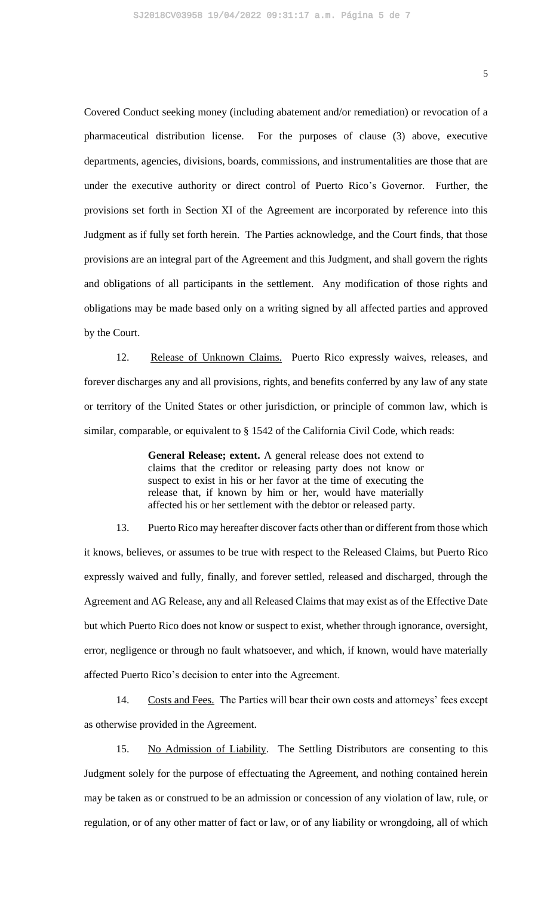Covered Conduct seeking money (including abatement and/or remediation) or revocation of a pharmaceutical distribution license. For the purposes of clause (3) above, executive departments, agencies, divisions, boards, commissions, and instrumentalities are those that are under the executive authority or direct control of Puerto Rico's Governor. Further, the provisions set forth in Section XI of the Agreement are incorporated by reference into this Judgment as if fully set forth herein. The Parties acknowledge, and the Court finds, that those provisions are an integral part of the Agreement and this Judgment, and shall govern the rights and obligations of all participants in the settlement. Any modification of those rights and obligations may be made based only on a writing signed by all affected parties and approved by the Court.

12. Release of Unknown Claims. Puerto Rico expressly waives, releases, and forever discharges any and all provisions, rights, and benefits conferred by any law of any state or territory of the United States or other jurisdiction, or principle of common law, which is similar, comparable, or equivalent to § 1542 of the California Civil Code, which reads:

> **General Release; extent.** A general release does not extend to claims that the creditor or releasing party does not know or suspect to exist in his or her favor at the time of executing the release that, if known by him or her, would have materially affected his or her settlement with the debtor or released party.

13. Puerto Rico may hereafter discover facts other than or different from those which it knows, believes, or assumes to be true with respect to the Released Claims, but Puerto Rico expressly waived and fully, finally, and forever settled, released and discharged, through the Agreement and AG Release, any and all Released Claims that may exist as of the Effective Date but which Puerto Rico does not know or suspect to exist, whether through ignorance, oversight, error, negligence or through no fault whatsoever, and which, if known, would have materially affected Puerto Rico's decision to enter into the Agreement.

14. Costs and Fees. The Parties will bear their own costs and attorneys' fees except as otherwise provided in the Agreement.

15. No Admission of Liability. The Settling Distributors are consenting to this Judgment solely for the purpose of effectuating the Agreement, and nothing contained herein may be taken as or construed to be an admission or concession of any violation of law, rule, or regulation, or of any other matter of fact or law, or of any liability or wrongdoing, all of which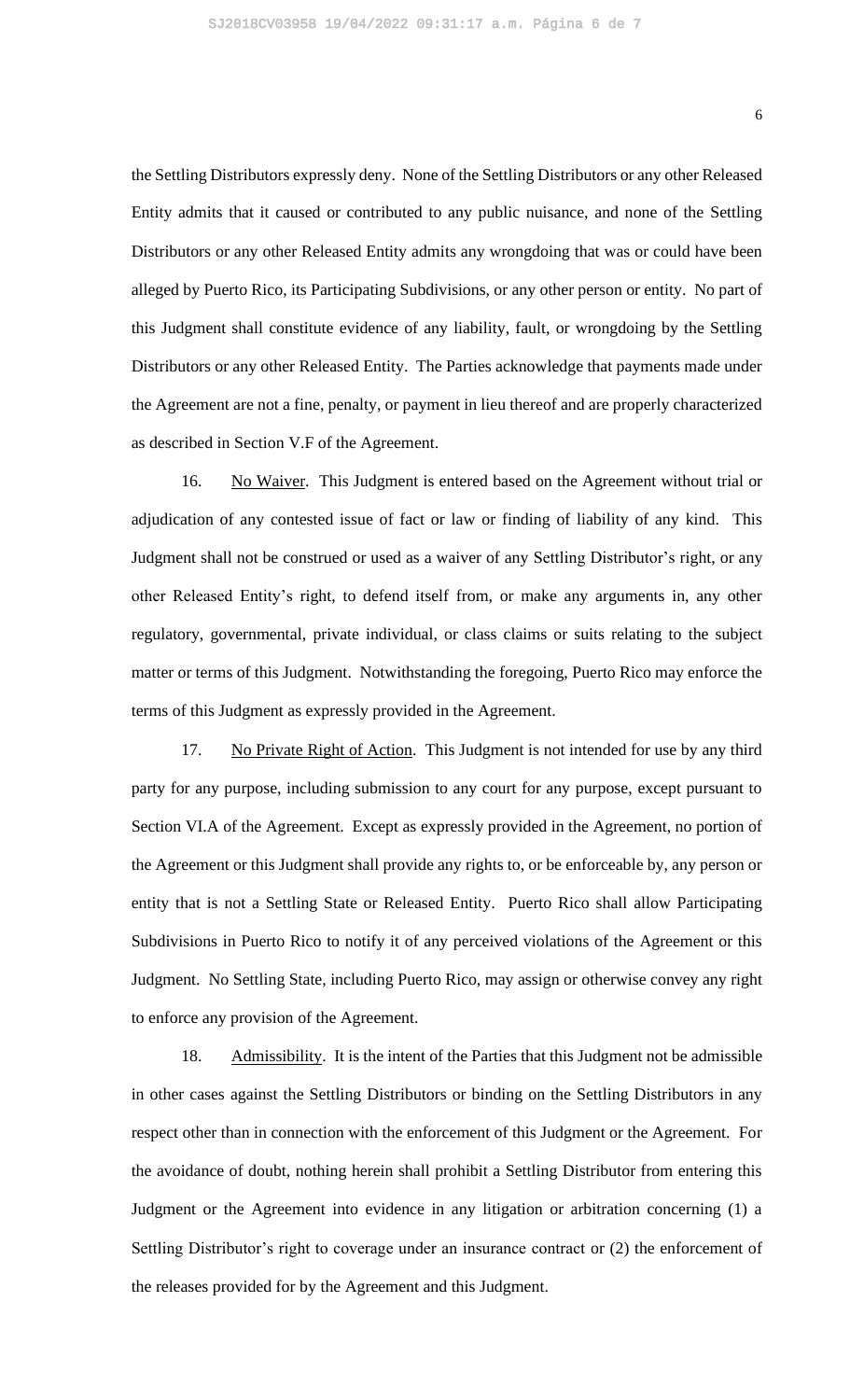the Settling Distributors expressly deny. None of the Settling Distributors or any other Released Entity admits that it caused or contributed to any public nuisance, and none of the Settling Distributors or any other Released Entity admits any wrongdoing that was or could have been alleged by Puerto Rico, its Participating Subdivisions, or any other person or entity. No part of this Judgment shall constitute evidence of any liability, fault, or wrongdoing by the Settling Distributors or any other Released Entity. The Parties acknowledge that payments made under the Agreement are not a fine, penalty, or payment in lieu thereof and are properly characterized as described in Section V.F of the Agreement.

16. No Waiver. This Judgment is entered based on the Agreement without trial or adjudication of any contested issue of fact or law or finding of liability of any kind. This Judgment shall not be construed or used as a waiver of any Settling Distributor's right, or any other Released Entity's right, to defend itself from, or make any arguments in, any other regulatory, governmental, private individual, or class claims or suits relating to the subject matter or terms of this Judgment. Notwithstanding the foregoing, Puerto Rico may enforce the terms of this Judgment as expressly provided in the Agreement.

17. No Private Right of Action. This Judgment is not intended for use by any third party for any purpose, including submission to any court for any purpose, except pursuant to Section VI.A of the Agreement. Except as expressly provided in the Agreement, no portion of the Agreement or this Judgment shall provide any rights to, or be enforceable by, any person or entity that is not a Settling State or Released Entity. Puerto Rico shall allow Participating Subdivisions in Puerto Rico to notify it of any perceived violations of the Agreement or this Judgment. No Settling State, including Puerto Rico, may assign or otherwise convey any right to enforce any provision of the Agreement.

18. Admissibility. It is the intent of the Parties that this Judgment not be admissible in other cases against the Settling Distributors or binding on the Settling Distributors in any respect other than in connection with the enforcement of this Judgment or the Agreement. For the avoidance of doubt, nothing herein shall prohibit a Settling Distributor from entering this Judgment or the Agreement into evidence in any litigation or arbitration concerning (1) a Settling Distributor's right to coverage under an insurance contract or (2) the enforcement of the releases provided for by the Agreement and this Judgment.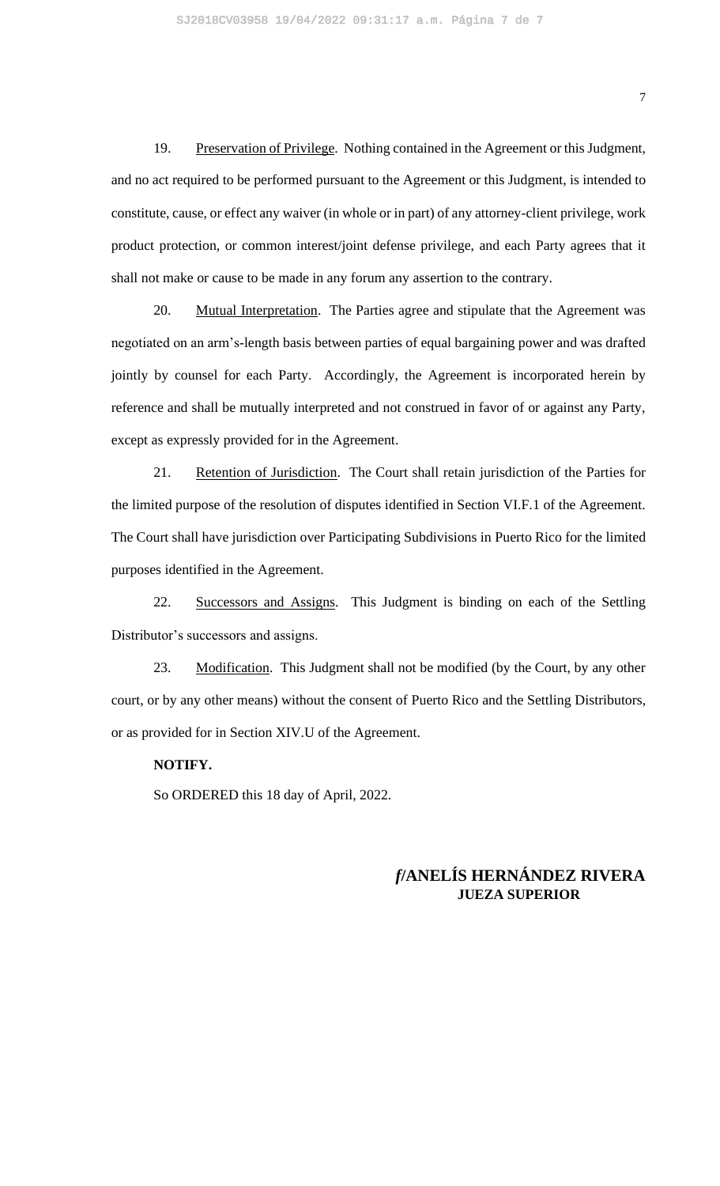19. Preservation of Privilege. Nothing contained in the Agreement or this Judgment, and no act required to be performed pursuant to the Agreement or this Judgment, is intended to constitute, cause, or effect any waiver (in whole or in part) of any attorney-client privilege, work product protection, or common interest/joint defense privilege, and each Party agrees that it shall not make or cause to be made in any forum any assertion to the contrary.

20. Mutual Interpretation. The Parties agree and stipulate that the Agreement was negotiated on an arm's-length basis between parties of equal bargaining power and was drafted jointly by counsel for each Party. Accordingly, the Agreement is incorporated herein by reference and shall be mutually interpreted and not construed in favor of or against any Party, except as expressly provided for in the Agreement.

21. Retention of Jurisdiction. The Court shall retain jurisdiction of the Parties for the limited purpose of the resolution of disputes identified in Section VI.F.1 of the Agreement. The Court shall have jurisdiction over Participating Subdivisions in Puerto Rico for the limited purposes identified in the Agreement.

22. Successors and Assigns. This Judgment is binding on each of the Settling Distributor's successors and assigns.

23. Modification. This Judgment shall not be modified (by the Court, by any other court, or by any other means) without the consent of Puerto Rico and the Settling Distributors, or as provided for in Section XIV.U of the Agreement.

**NOTIFY.**

So ORDERED this 18 day of April, 2022.

**f/ANELÍS HERNÁNDEZ RIVERA**
**JUEZA SUPERIOR**